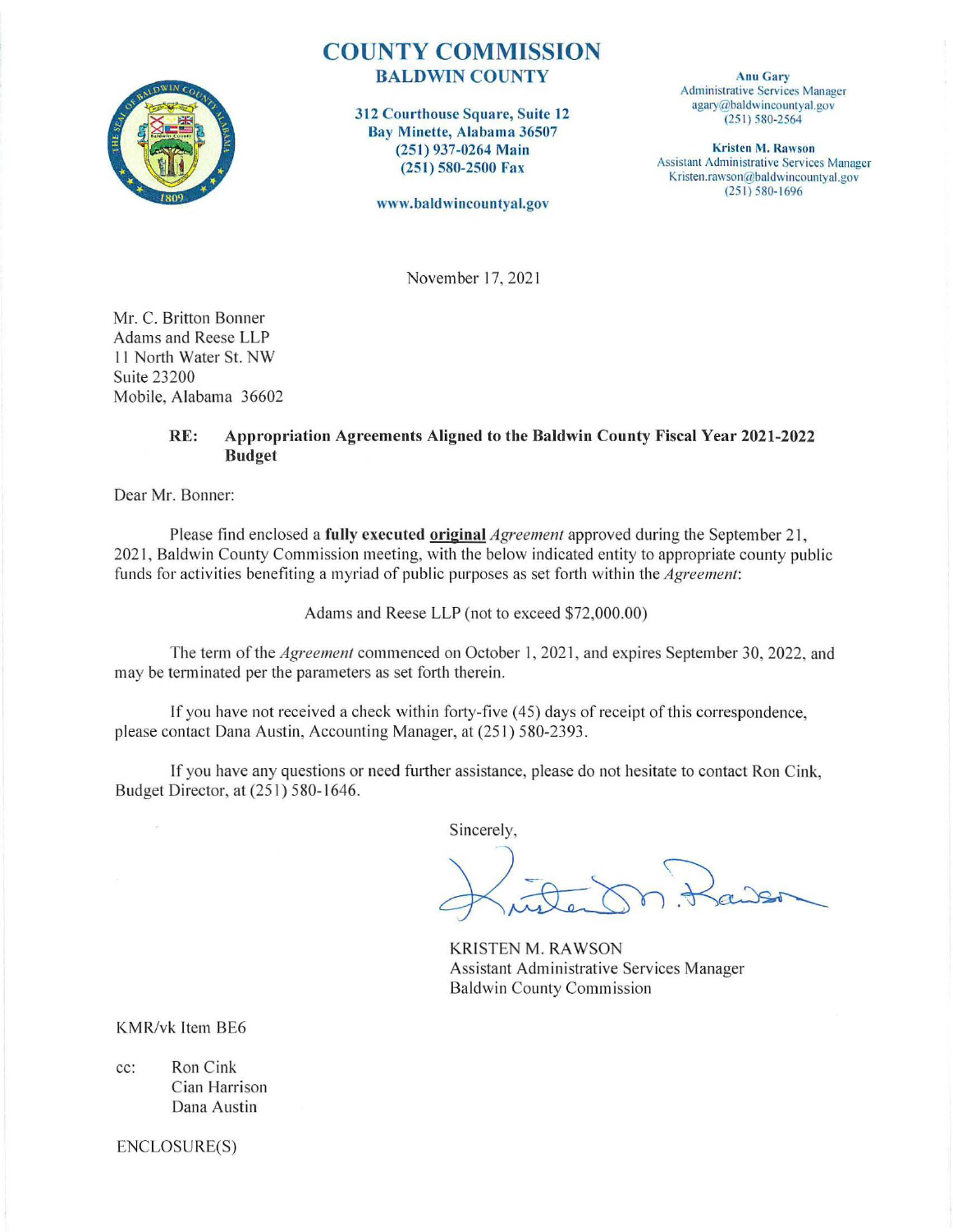# COUNTY COMMISSION
## BALDWIN COUNTY

**312 Courthouse Square, Suite 12**
**Bay Minette, Alabama 36507**
**(251) 937-0264 Main**
**(251) 580-2500 Fax**

**www.baldwincountyal.gov**

**Anu Gary**
Administrative Services Manager
agary@baldwincountyal.gov
(251) 580-2564

**Kristen M. Rawson**
Assistant Administrative Services Manager
Kristen.rawson@baldwincountyal.gov
(251) 580-1696

November 17, 2021

Mr. C. Britton Bonner
Adams and Reese LLP
11 North Water St. NW
Suite 23200
Mobile, Alabama 36602

**RE: Appropriation Agreements Aligned to the Baldwin County Fiscal Year 2021-2022 Budget**

Dear Mr. Bonner:

Please find enclosed a **fully executed <u>original</u>** *Agreement* approved during the September 21, 2021, Baldwin County Commission meeting, with the below indicated entity to appropriate county public funds for activities benefiting a myriad of public purposes as set forth within the *Agreement*:

Adams and Reese LLP (not to exceed $72,000.00)

The term of the *Agreement* commenced on October 1, 2021, and expires September 30, 2022, and may be terminated per the parameters as set forth therein.

If you have not received a check within forty-five (45) days of receipt of this correspondence, please contact Dana Austin, Accounting Manager, at (251) 580-2393.

If you have any questions or need further assistance, please do not hesitate to contact Ron Cink, Budget Director, at (251) 580-1646.

Sincerely,

KRISTEN M. RAWSON
Assistant Administrative Services Manager
Baldwin County Commission

KMR/vk Item BE6

cc: Ron Cink
Cian Harrison
Dana Austin

ENCLOSURE(S)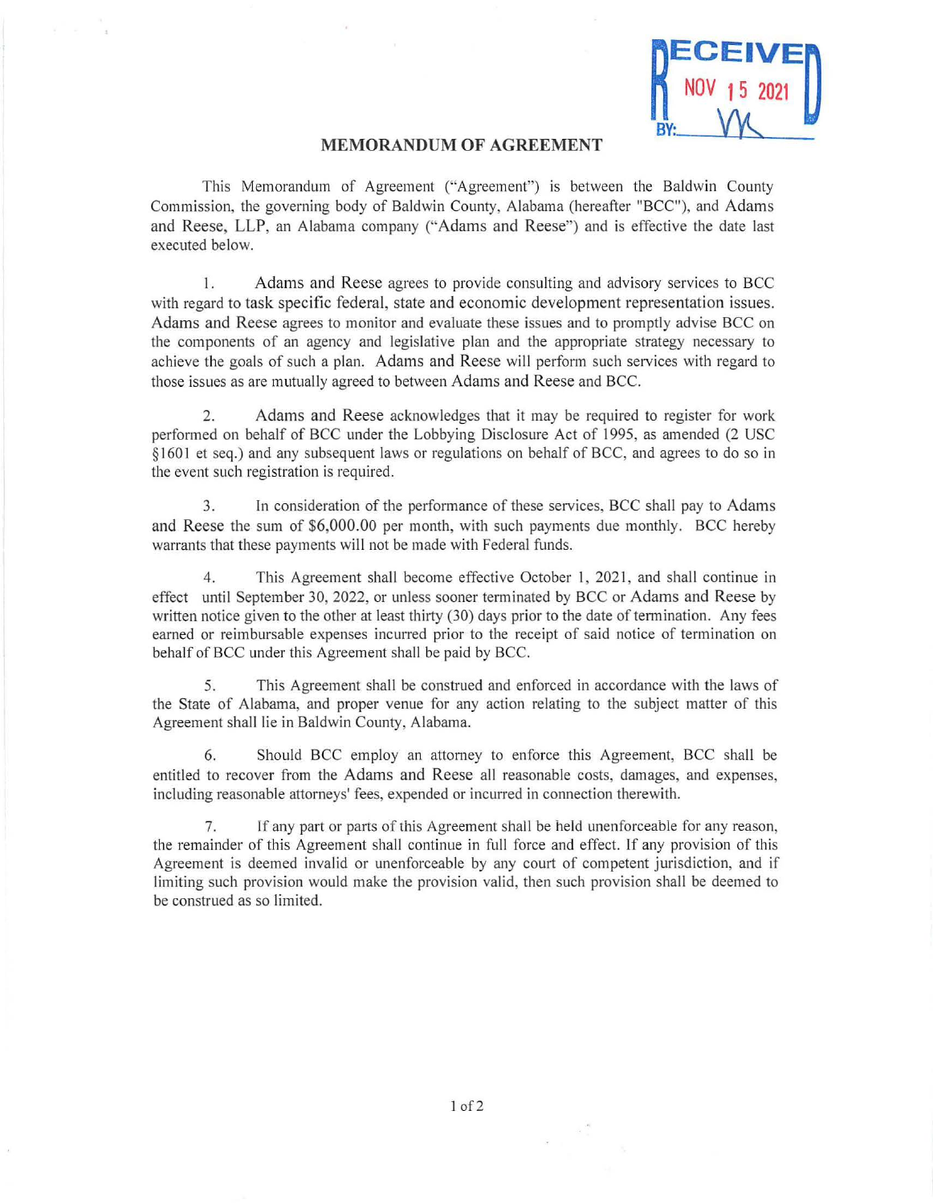RECEIVED NOV 15 2021 BY: 

## MEMORANDUM OF AGREEMENT

This Memorandum of Agreement ("Agreement") is between the Baldwin County Commission, the governing body of Baldwin County, Alabama (hereafter "BCC"), and Adams and Reese, LLP, an Alabama company ("Adams and Reese") and is effective the date last executed below.

1. Adams and Reese agrees to provide consulting and advisory services to BCC with regard to task specific federal, state and economic development representation issues. Adams and Reese agrees to monitor and evaluate these issues and to promptly advise BCC on the components of an agency and legislative plan and the appropriate strategy necessary to achieve the goals of such a plan. Adams and Reese will perform such services with regard to those issues as are mutually agreed to between Adams and Reese and BCC.

2. Adams and Reese acknowledges that it may be required to register for work performed on behalf of BCC under the Lobbying Disclosure Act of 1995, as amended (2 USC §1601 et seq.) and any subsequent laws or regulations on behalf of BCC, and agrees to do so in the event such registration is required.

3. In consideration of the performance of these services, BCC shall pay to Adams and Reese the sum of $6,000.00 per month, with such payments due monthly. BCC hereby warrants that these payments will not be made with Federal funds.

4. This Agreement shall become effective October 1, 2021, and shall continue in effect until September 30, 2022, or unless sooner terminated by BCC or Adams and Reese by written notice given to the other at least thirty (30) days prior to the date of termination. Any fees earned or reimbursable expenses incurred prior to the receipt of said notice of termination on behalf of BCC under this Agreement shall be paid by BCC.

5. This Agreement shall be construed and enforced in accordance with the laws of the State of Alabama, and proper venue for any action relating to the subject matter of this Agreement shall lie in Baldwin County, Alabama.

6. Should BCC employ an attorney to enforce this Agreement, BCC shall be entitled to recover from the Adams and Reese all reasonable costs, damages, and expenses, including reasonable attorneys' fees, expended or incurred in connection therewith.

7. If any part or parts of this Agreement shall be held unenforceable for any reason, the remainder of this Agreement shall continue in full force and effect. If any provision of this Agreement is deemed invalid or unenforceable by any court of competent jurisdiction, and if limiting such provision would make the provision valid, then such provision shall be deemed to be construed as so limited.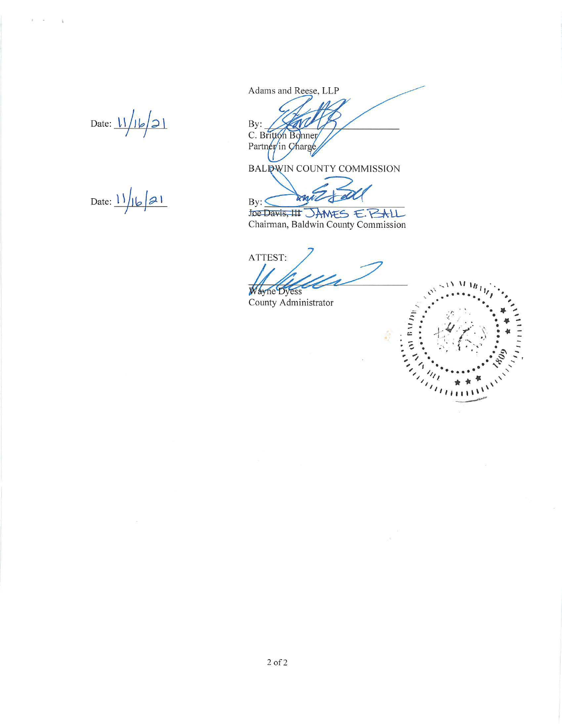Date: 11/16/21

Adams and Reese, LLP

By: ______________________

C. Britton Bonner
Partner in Charge

Date: 11/16/21

BALDWIN COUNTY COMMISSION

By: ______________________

~~Joe Davis, III~~ JAMES E. BALL
Chairman, Baldwin County Commission

ATTEST:

______________________

Wayne Dyess
County Administrator